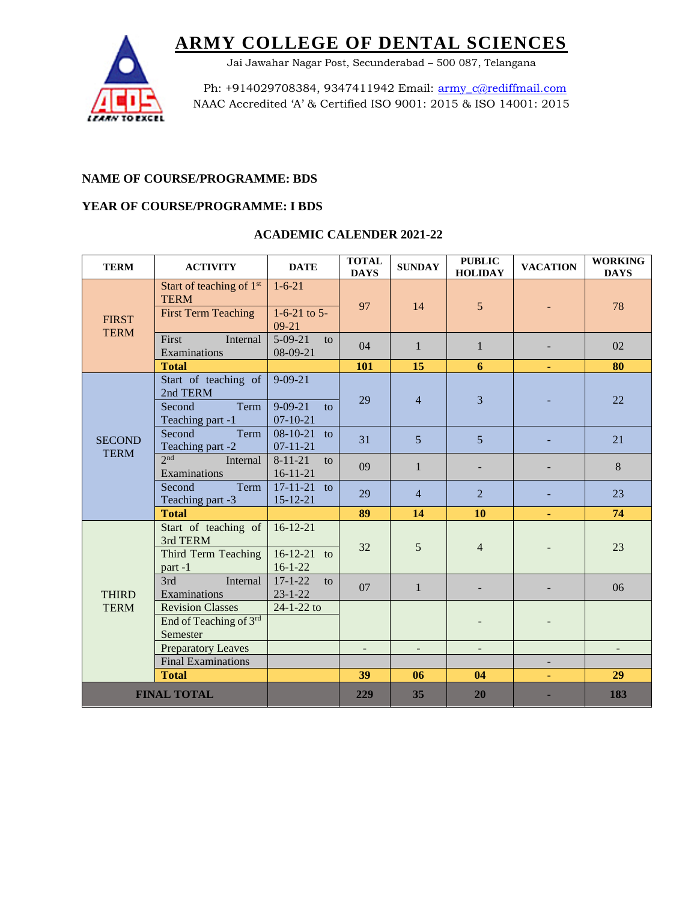# ARMY COLLEGE OF DENTAL SCIENCES

Jai Jawahar Nagar Post, Secunderabad – 500 087, Telangana

Ph: +914029708384, 9347411942 Email: army_c@rediffmail.com
NAAC Accredited 'A' & Certified ISO 9001: 2015 & ISO 14001: 2015

**NAME OF COURSE/PROGRAMME: BDS**

**YEAR OF COURSE/PROGRAMME: I BDS**

## ACADEMIC CALENDER 2021-22

| TERM | ACTIVITY | DATE | TOTAL DAYS | SUNDAY | PUBLIC HOLIDAY | VACATION | WORKING DAYS |
|---|---|---|---|---|---|---|---|
| FIRST TERM | Start of teaching of 1st TERM | 1-6-21 | 97 | 14 | 5 | - | 78 |
| | First Term Teaching | 1-6-21 to 5-09-21 | | | | | |
| | First Internal Examinations | 5-09-21 to 08-09-21 | 04 | 1 | 1 | - | 02 |
| | **Total** | | **101** | **15** | **6** | **-** | **80** |
| SECOND TERM | Start of teaching of 2nd TERM | 9-09-21 | 29 | 4 | 3 | - | 22 |
| | Second Term Teaching part -1 | 9-09-21 to 07-10-21 | | | | | |
| | Second Term Teaching part -2 | 08-10-21 to 07-11-21 | 31 | 5 | 5 | - | 21 |
| | 2nd Internal Examinations | 8-11-21 to 16-11-21 | 09 | 1 | - | - | 8 |
| | Second Term Teaching part -3 | 17-11-21 to 15-12-21 | 29 | 4 | 2 | - | 23 |
| | **Total** | | **89** | **14** | **10** | **-** | **74** |
| THIRD TERM | Start of teaching of 3rd TERM | 16-12-21 | 32 | 5 | 4 | - | 23 |
| | Third Term Teaching part -1 | 16-12-21 to 16-1-22 | | | | | |
| | 3rd Internal Examinations | 17-1-22 to 23-1-22 | 07 | 1 | - | - | 06 |
| | Revision Classes | 24-1-22 to | | | - | - | |
| | End of Teaching of 3rd Semester | | | | | | |
| | Preparatory Leaves | | - | - | - | | - |
| | Final Examinations | | | | | - | |
| | **Total** | | **39** | **06** | **04** | **-** | **29** |
| **FINAL TOTAL** | | | **229** | **35** | **20** | **-** | **183** |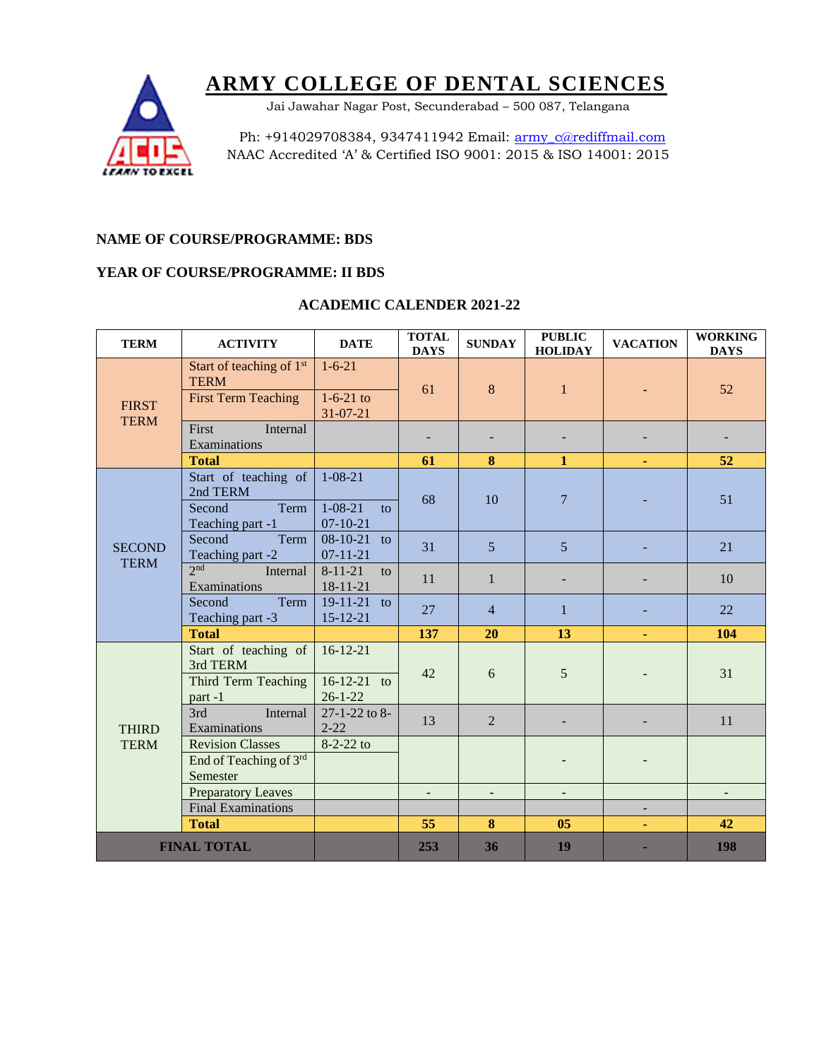# ARMY COLLEGE OF DENTAL SCIENCES

Jai Jawahar Nagar Post, Secunderabad – 500 087, Telangana

Ph: +914029708384, 9347411942 Email: army_c@rediffmail.com
NAAC Accredited 'A' & Certified ISO 9001: 2015 & ISO 14001: 2015

**NAME OF COURSE/PROGRAMME: BDS**

**YEAR OF COURSE/PROGRAMME: II BDS**

**ACADEMIC CALENDER 2021-22**

| TERM | ACTIVITY | DATE | TOTAL DAYS | SUNDAY | PUBLIC HOLIDAY | VACATION | WORKING DAYS |
|---|---|---|---|---|---|---|---|
| FIRST TERM | Start of teaching of 1st TERM | 1-6-21 | 61 | 8 | 1 | - | 52 |
| | First Term Teaching | 1-6-21 to 31-07-21 | | | | | |
| | First Internal Examinations | | - | - | - | - | - |
| | **Total** | | **61** | **8** | **1** | **-** | **52** |
| SECOND TERM | Start of teaching of 2nd TERM | 1-08-21 | 68 | 10 | 7 | - | 51 |
| | Second Term Teaching part -1 | 1-08-21 to 07-10-21 | | | | | |
| | Second Term Teaching part -2 | 08-10-21 to 07-11-21 | 31 | 5 | 5 | - | 21 |
| | 2nd Internal Examinations | 8-11-21 to 18-11-21 | 11 | 1 | - | - | 10 |
| | Second Term Teaching part -3 | 19-11-21 to 15-12-21 | 27 | 4 | 1 | - | 22 |
| | **Total** | | **137** | **20** | **13** | **-** | **104** |
| THIRD TERM | Start of teaching of 3rd TERM | 16-12-21 | 42 | 6 | 5 | - | 31 |
| | Third Term Teaching part -1 | 16-12-21 to 26-1-22 | | | | | |
| | 3rd Internal Examinations | 27-1-22 to 8-2-22 | 13 | 2 | - | - | 11 |
| | Revision Classes | 8-2-22 to | | | - | - | |
| | End of Teaching of 3rd Semester | | | | | | |
| | Preparatory Leaves | | - | - | - | | - |
| | Final Examinations | | | | | - | |
| | **Total** | | **55** | **8** | **05** | **-** | **42** |
| **FINAL TOTAL** | | | **253** | **36** | **19** | **-** | **198** |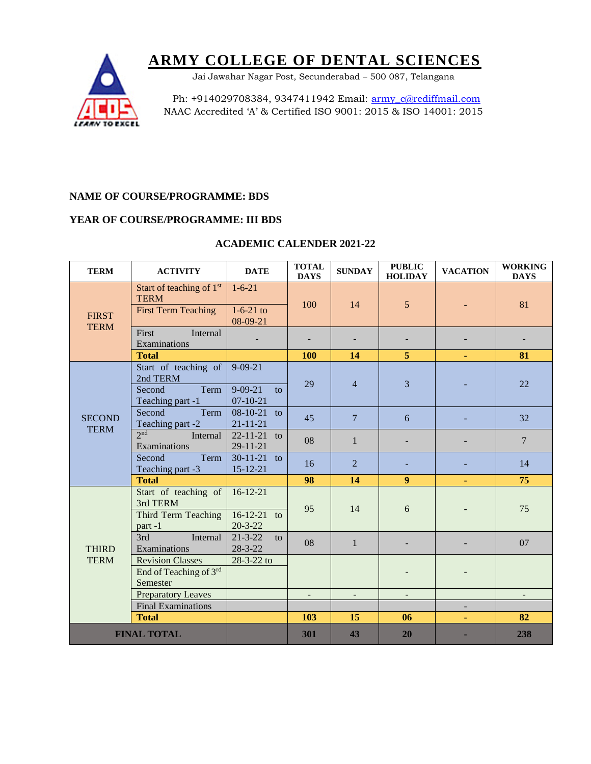# ARMY COLLEGE OF DENTAL SCIENCES

Jai Jawahar Nagar Post, Secunderabad – 500 087, Telangana

Ph: +914029708384, 9347411942 Email: army_c@rediffmail.com
NAAC Accredited 'A' & Certified ISO 9001: 2015 & ISO 14001: 2015

**NAME OF COURSE/PROGRAMME: BDS**

**YEAR OF COURSE/PROGRAMME: III BDS**

**ACADEMIC CALENDER 2021-22**

| TERM | ACTIVITY | DATE | TOTAL DAYS | SUNDAY | PUBLIC HOLIDAY | VACATION | WORKING DAYS |
|---|---|---|---|---|---|---|---|
| FIRST TERM | Start of teaching of 1st TERM | 1-6-21 | 100 | 14 | 5 | - | 81 |
| | First Term Teaching | 1-6-21 to 08-09-21 | | | | | |
| | First Internal Examinations | - | - | - | - | - | - |
| | **Total** | | **100** | **14** | **5** | **-** | **81** |
| SECOND TERM | Start of teaching of 2nd TERM | 9-09-21 | 29 | 4 | 3 | - | 22 |
| | Second Term Teaching part -1 | 9-09-21 to 07-10-21 | | | | | |
| | Second Term Teaching part -2 | 08-10-21 to 21-11-21 | 45 | 7 | 6 | - | 32 |
| | 2nd Internal Examinations | 22-11-21 to 29-11-21 | 08 | 1 | - | - | 7 |
| | Second Term Teaching part -3 | 30-11-21 to 15-12-21 | 16 | 2 | - | - | 14 |
| | **Total** | | **98** | **14** | **9** | **-** | **75** |
| THIRD TERM | Start of teaching of 3rd TERM | 16-12-21 | 95 | 14 | 6 | - | 75 |
| | Third Term Teaching part -1 | 16-12-21 to 20-3-22 | | | | | |
| | 3rd Internal Examinations | 21-3-22 to 28-3-22 | 08 | 1 | - | - | 07 |
| | Revision Classes | 28-3-22 to | | | - | - | |
| | End of Teaching of 3rd Semester | | | | | | |
| | Preparatory Leaves | | - | - | - | | - |
| | Final Examinations | | | | | - | |
| | **Total** | | **103** | **15** | **06** | **-** | **82** |
| **FINAL TOTAL** | | | **301** | **43** | **20** | **-** | **238** |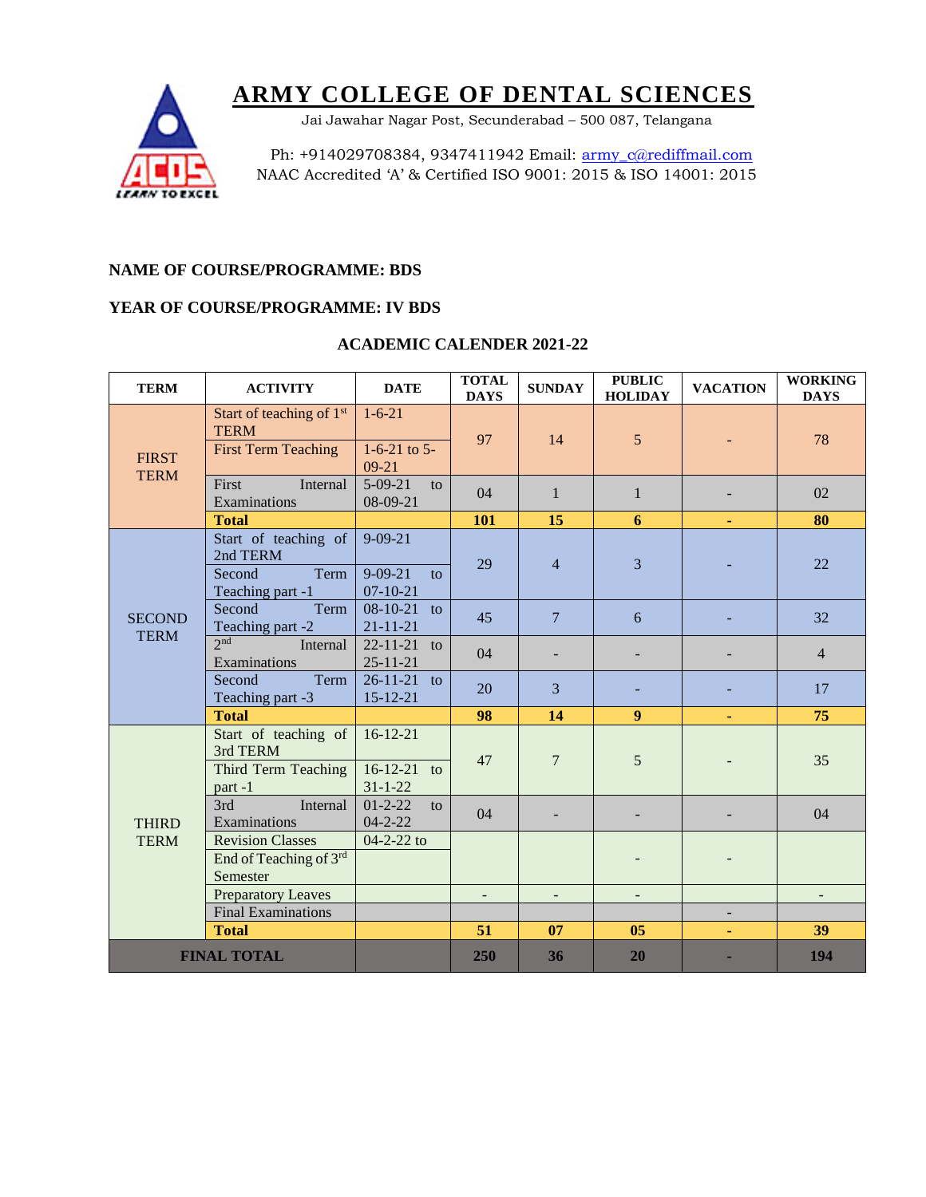# ARMY COLLEGE OF DENTAL SCIENCES

Jai Jawahar Nagar Post, Secunderabad – 500 087, Telangana

Ph: +914029708384, 9347411942 Email: army_c@rediffmail.com
NAAC Accredited 'A' & Certified ISO 9001: 2015 & ISO 14001: 2015

**NAME OF COURSE/PROGRAMME: BDS**

**YEAR OF COURSE/PROGRAMME: IV BDS**

## ACADEMIC CALENDAR 2021-22

| TERM | ACTIVITY | DATE | TOTAL DAYS | SUNDAY | PUBLIC HOLIDAY | VACATION | WORKING DAYS |
|---|---|---|---|---|---|---|---|
| FIRST TERM | Start of teaching of 1st TERM | 1-6-21 | 97 | 14 | 5 | - | 78 |
| | First Term Teaching | 1-6-21 to 5-09-21 | | | | | |
| | First Internal Examinations | 5-09-21 to 08-09-21 | 04 | 1 | 1 | - | 02 |
| | **Total** | | **101** | **15** | **6** | **-** | **80** |
| SECOND TERM | Start of teaching of 2nd TERM | 9-09-21 | 29 | 4 | 3 | - | 22 |
| | Second Term Teaching part -1 | 9-09-21 to 07-10-21 | | | | | |
| | Second Term Teaching part -2 | 08-10-21 to 21-11-21 | 45 | 7 | 6 | - | 32 |
| | 2nd Internal Examinations | 22-11-21 to 25-11-21 | 04 | - | - | - | 4 |
| | Second Term Teaching part -3 | 26-11-21 to 15-12-21 | 20 | 3 | - | - | 17 |
| | **Total** | | **98** | **14** | **9** | **-** | **75** |
| THIRD TERM | Start of teaching of 3rd TERM | 16-12-21 | 47 | 7 | 5 | - | 35 |
| | Third Term Teaching part -1 | 16-12-21 to 31-1-22 | | | | | |
| | 3rd Internal Examinations | 01-2-22 to 04-2-22 | 04 | - | - | - | 04 |
| | Revision Classes | 04-2-22 to | | | - | - | |
| | End of Teaching of 3rd Semester | | | | | | |
| | Preparatory Leaves | | - | - | - | | - |
| | Final Examinations | | | | | - | |
| | **Total** | | **51** | **07** | **05** | **-** | **39** |
| **FINAL TOTAL** | | | **250** | **36** | **20** | **-** | **194** |